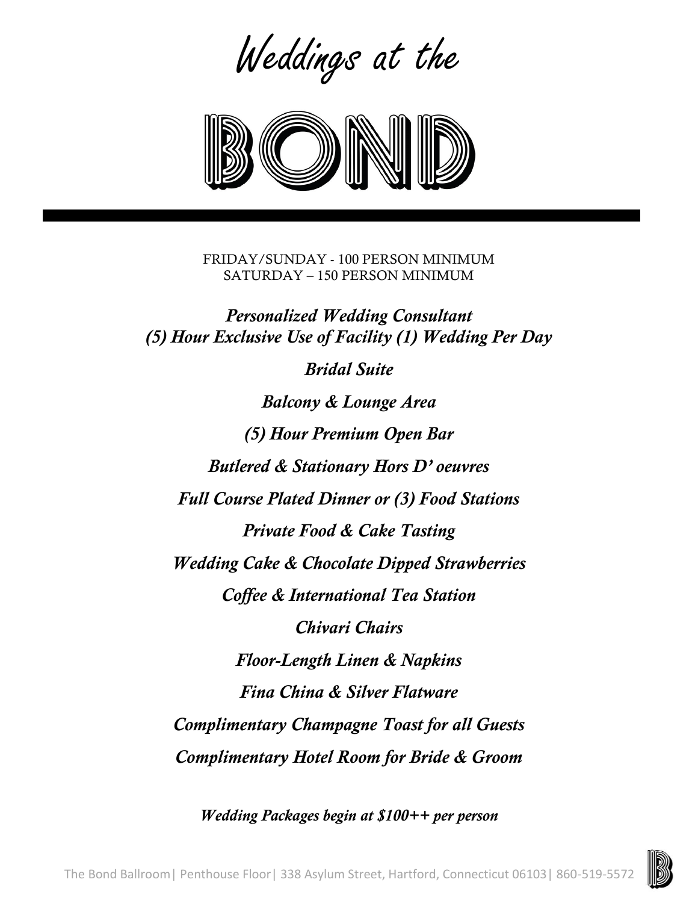# Weddings at the BOND

FRIDAY/SUNDAY - 100 PERSON MINIMUM
SATURDAY – 150 PERSON MINIMUM

***Personalized Wedding Consultant***
***(5) Hour Exclusive Use of Facility (1) Wedding Per Day***

***Bridal Suite***

***Balcony & Lounge Area***

***(5) Hour Premium Open Bar***

***Butlered & Stationary Hors D' oeuvres***

***Full Course Plated Dinner or (3) Food Stations***

***Private Food & Cake Tasting***

***Wedding Cake & Chocolate Dipped Strawberries***

***Coffee & International Tea Station***

***Chivari Chairs***

***Floor-Length Linen & Napkins***

***Fina China & Silver Flatware***

***Complimentary Champagne Toast for all Guests***

***Complimentary Hotel Room for Bride & Groom***

***Wedding Packages begin at $100++ per person***

The Bond Ballroom| Penthouse Floor| 338 Asylum Street, Hartford, Connecticut 06103| 860-519-5572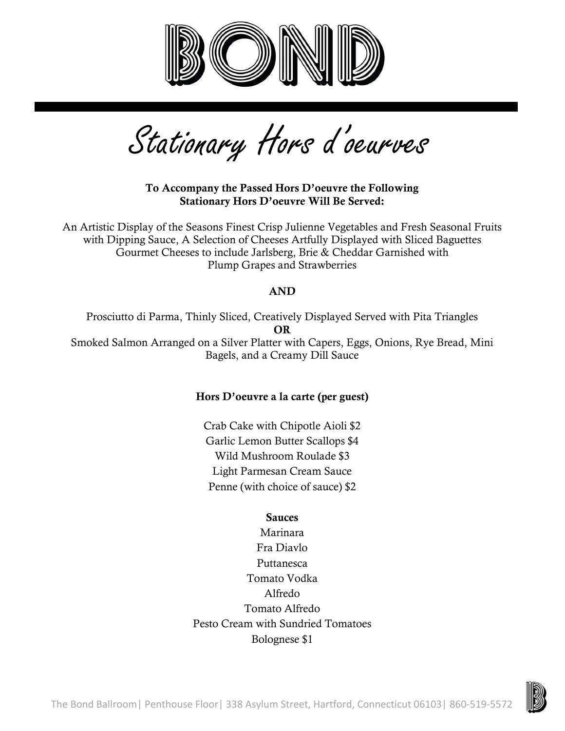# BOND

## Stationary Hors d'oeurves

**To Accompany the Passed Hors D'oeuvre the Following Stationary Hors D'oeuvre Will Be Served:**

An Artistic Display of the Seasons Finest Crisp Julienne Vegetables and Fresh Seasonal Fruits with Dipping Sauce, A Selection of Cheeses Artfully Displayed with Sliced Baguettes Gourmet Cheeses to include Jarlsberg, Brie & Cheddar Garnished with Plump Grapes and Strawberries

**AND**

Prosciutto di Parma, Thinly Sliced, Creatively Displayed Served with Pita Triangles

**OR**

Smoked Salmon Arranged on a Silver Platter with Capers, Eggs, Onions, Rye Bread, Mini Bagels, and a Creamy Dill Sauce

**Hors D'oeuvre a la carte (per guest)**

Crab Cake with Chipotle Aioli $2
Garlic Lemon Butter Scallops $4
Wild Mushroom Roulade $3
Light Parmesan Cream Sauce
Penne (with choice of sauce) $2

**Sauces**

Marinara
Fra Diavlo
Puttanesca
Tomato Vodka
Alfredo
Tomato Alfredo
Pesto Cream with Sundried Tomatoes
Bolognese $1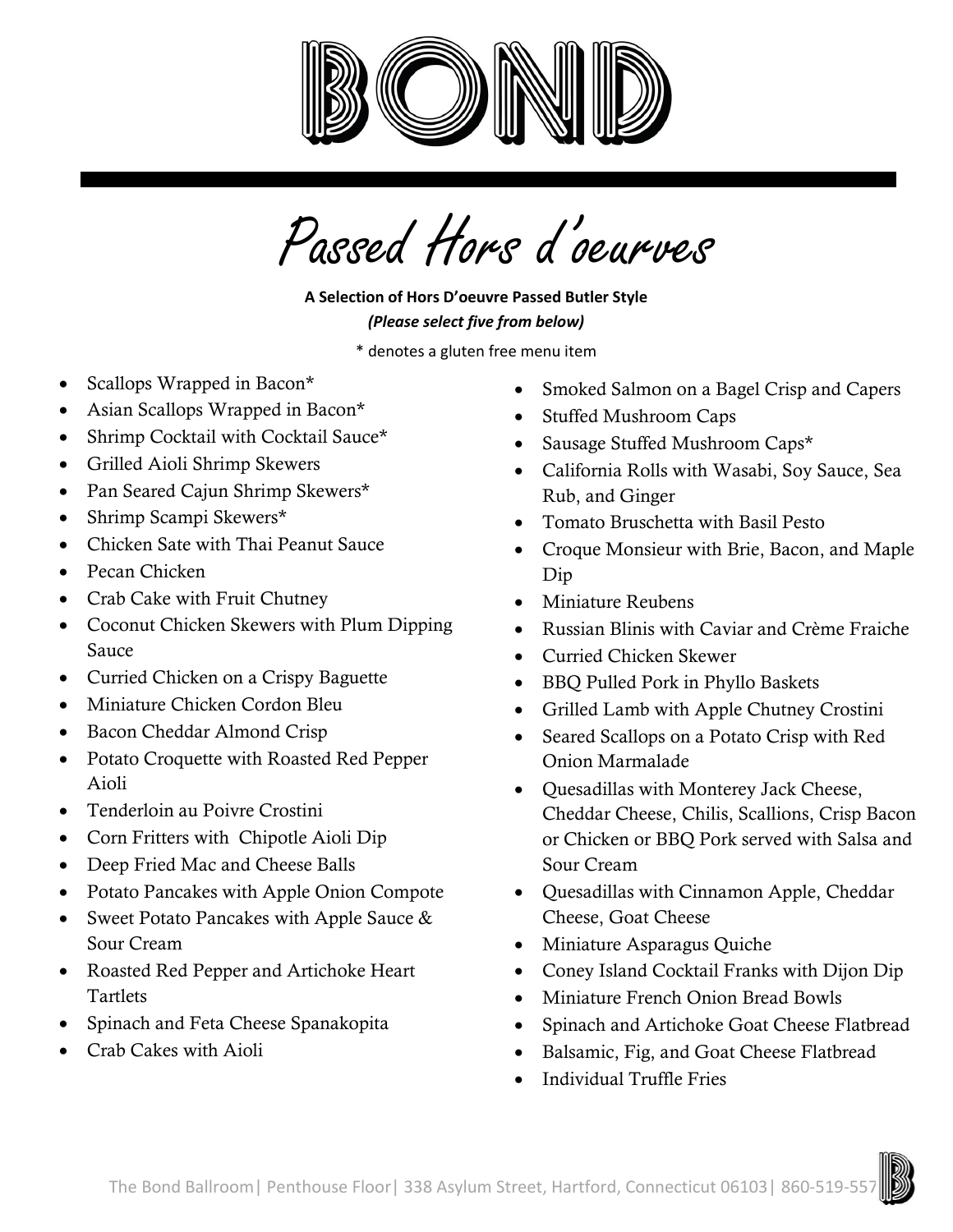# BOND

## Passed Hors d'oeurves

**A Selection of Hors D'oeuvre Passed Butler Style**
***(Please select five from below)***

* denotes a gluten free menu item

- Scallops Wrapped in Bacon*
- Asian Scallops Wrapped in Bacon*
- Shrimp Cocktail with Cocktail Sauce*
- Grilled Aioli Shrimp Skewers
- Pan Seared Cajun Shrimp Skewers*
- Shrimp Scampi Skewers*
- Chicken Sate with Thai Peanut Sauce
- Pecan Chicken
- Crab Cake with Fruit Chutney
- Coconut Chicken Skewers with Plum Dipping Sauce
- Curried Chicken on a Crispy Baguette
- Miniature Chicken Cordon Bleu
- Bacon Cheddar Almond Crisp
- Potato Croquette with Roasted Red Pepper Aioli
- Tenderloin au Poivre Crostini
- Corn Fritters with Chipotle Aioli Dip
- Deep Fried Mac and Cheese Balls
- Potato Pancakes with Apple Onion Compote
- Sweet Potato Pancakes with Apple Sauce & Sour Cream
- Roasted Red Pepper and Artichoke Heart Tartlets
- Spinach and Feta Cheese Spanakopita
- Crab Cakes with Aioli
- Smoked Salmon on a Bagel Crisp and Capers
- Stuffed Mushroom Caps
- Sausage Stuffed Mushroom Caps*
- California Rolls with Wasabi, Soy Sauce, Sea Rub, and Ginger
- Tomato Bruschetta with Basil Pesto
- Croque Monsieur with Brie, Bacon, and Maple Dip
- Miniature Reubens
- Russian Blinis with Caviar and Crème Fraiche
- Curried Chicken Skewer
- BBQ Pulled Pork in Phyllo Baskets
- Grilled Lamb with Apple Chutney Crostini
- Seared Scallops on a Potato Crisp with Red Onion Marmalade
- Quesadillas with Monterey Jack Cheese, Cheddar Cheese, Chilis, Scallions, Crisp Bacon or Chicken or BBQ Pork served with Salsa and Sour Cream
- Quesadillas with Cinnamon Apple, Cheddar Cheese, Goat Cheese
- Miniature Asparagus Quiche
- Coney Island Cocktail Franks with Dijon Dip
- Miniature French Onion Bread Bowls
- Spinach and Artichoke Goat Cheese Flatbread
- Balsamic, Fig, and Goat Cheese Flatbread
- Individual Truffle Fries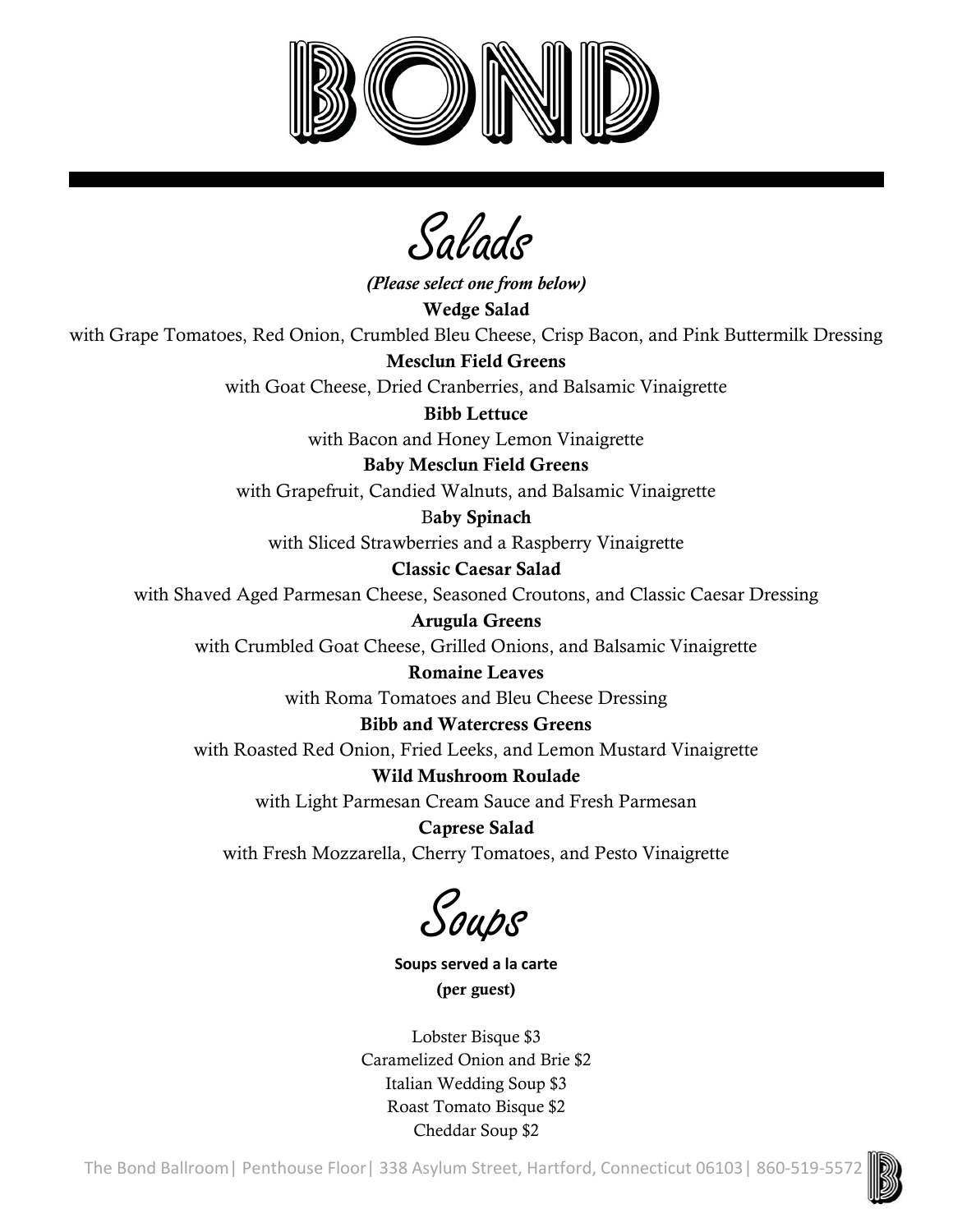# BOND

## Salads

*(Please select one from below)*

**Wedge Salad**
with Grape Tomatoes, Red Onion, Crumbled Bleu Cheese, Crisp Bacon, and Pink Buttermilk Dressing

**Mesclun Field Greens**
with Goat Cheese, Dried Cranberries, and Balsamic Vinaigrette

**Bibb Lettuce**
with Bacon and Honey Lemon Vinaigrette

**Baby Mesclun Field Greens**
with Grapefruit, Candied Walnuts, and Balsamic Vinaigrette

**Baby Spinach**
with Sliced Strawberries and a Raspberry Vinaigrette

**Classic Caesar Salad**
with Shaved Aged Parmesan Cheese, Seasoned Croutons, and Classic Caesar Dressing

**Arugula Greens**
with Crumbled Goat Cheese, Grilled Onions, and Balsamic Vinaigrette

**Romaine Leaves**
with Roma Tomatoes and Bleu Cheese Dressing

**Bibb and Watercress Greens**
with Roasted Red Onion, Fried Leeks, and Lemon Mustard Vinaigrette

**Wild Mushroom Roulade**
with Light Parmesan Cream Sauce and Fresh Parmesan

**Caprese Salad**
with Fresh Mozzarella, Cherry Tomatoes, and Pesto Vinaigrette

## Soups

**Soups served a la carte**
**(per guest)**

Lobster Bisque $3
Caramelized Onion and Brie $2
Italian Wedding Soup $3
Roast Tomato Bisque $2
Cheddar Soup $2

The Bond Ballroom| Penthouse Floor| 338 Asylum Street, Hartford, Connecticut 06103| 860-519-5572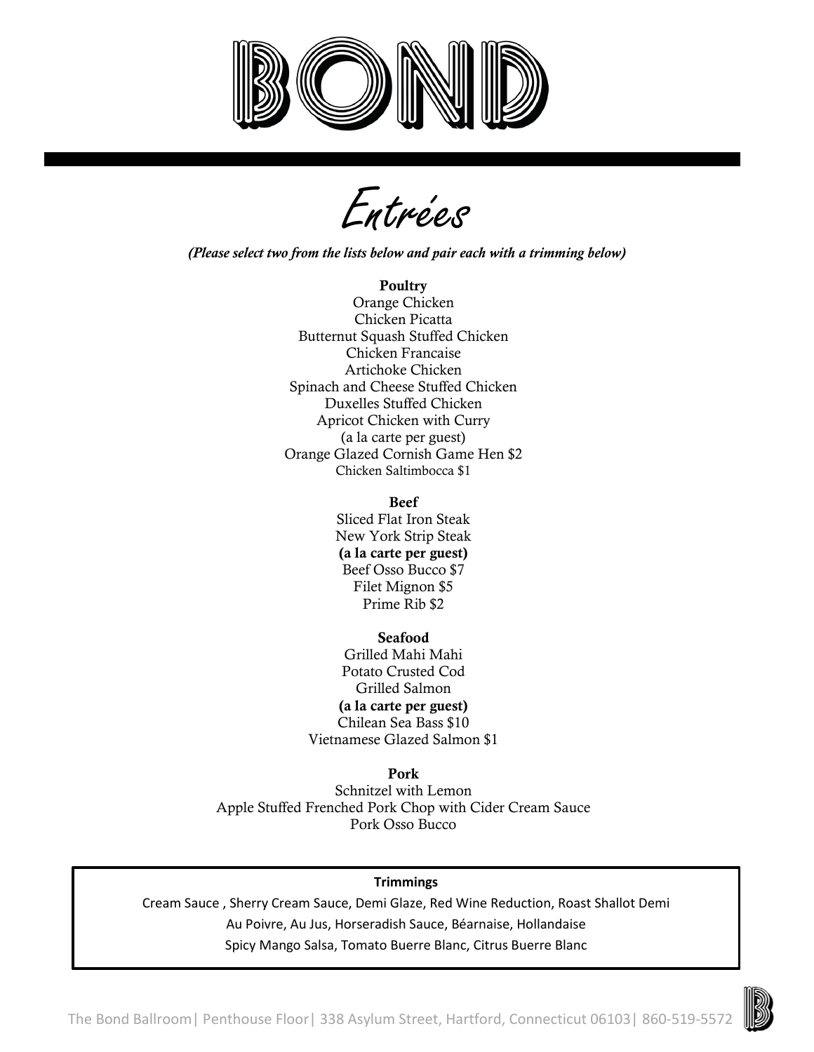# BOND

## Entrées

*(Please select two from the lists below and pair each with a trimming below)*

**Poultry**

Orange Chicken
Chicken Picatta
Butternut Squash Stuffed Chicken
Chicken Francaise
Artichoke Chicken
Spinach and Cheese Stuffed Chicken
Duxelles Stuffed Chicken
Apricot Chicken with Curry
(a la carte per guest)
Orange Glazed Cornish Game Hen $2
Chicken Saltimbocca $1

**Beef**

Sliced Flat Iron Steak
New York Strip Steak
**(a la carte per guest)**
Beef Osso Bucco $7
Filet Mignon $5
Prime Rib $2

**Seafood**

Grilled Mahi Mahi
Potato Crusted Cod
Grilled Salmon
**(a la carte per guest)**
Chilean Sea Bass $10
Vietnamese Glazed Salmon $1

**Pork**

Schnitzel with Lemon
Apple Stuffed Frenched Pork Chop with Cider Cream Sauce
Pork Osso Bucco

**Trimmings**

Cream Sauce , Sherry Cream Sauce, Demi Glaze, Red Wine Reduction, Roast Shallot Demi
Au Poivre, Au Jus, Horseradish Sauce, Béarnaise, Hollandaise
Spicy Mango Salsa, Tomato Buerre Blanc, Citrus Buerre Blanc

The Bond Ballroom| Penthouse Floor| 338 Asylum Street, Hartford, Connecticut 06103| 860-519-5572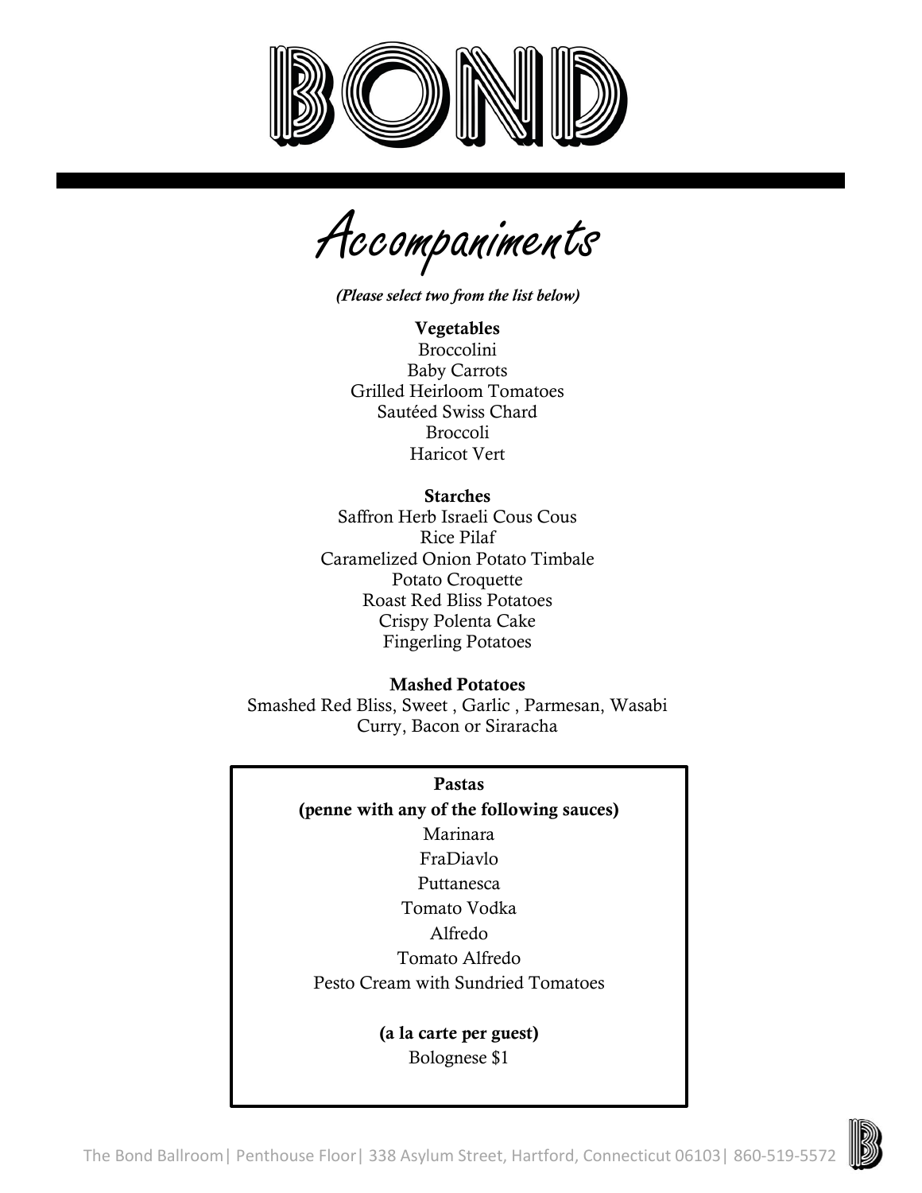# BOND

## Accompaniments

*(Please select two from the list below)*

**Vegetables**
Broccolini
Baby Carrots
Grilled Heirloom Tomatoes
Sautéed Swiss Chard
Broccoli
Haricot Vert

**Starches**
Saffron Herb Israeli Cous Cous
Rice Pilaf
Caramelized Onion Potato Timbale
Potato Croquette
Roast Red Bliss Potatoes
Crispy Polenta Cake
Fingerling Potatoes

**Mashed Potatoes**
Smashed Red Bliss, Sweet , Garlic , Parmesan, Wasabi
Curry, Bacon or Siraracha

**Pastas**
**(penne with any of the following sauces)**
Marinara
FraDiavlo
Puttanesca
Tomato Vodka
Alfredo
Tomato Alfredo
Pesto Cream with Sundried Tomatoes

**(a la carte per guest)**
Bolognese $1

The Bond Ballroom| Penthouse Floor| 338 Asylum Street, Hartford, Connecticut 06103| 860-519-5572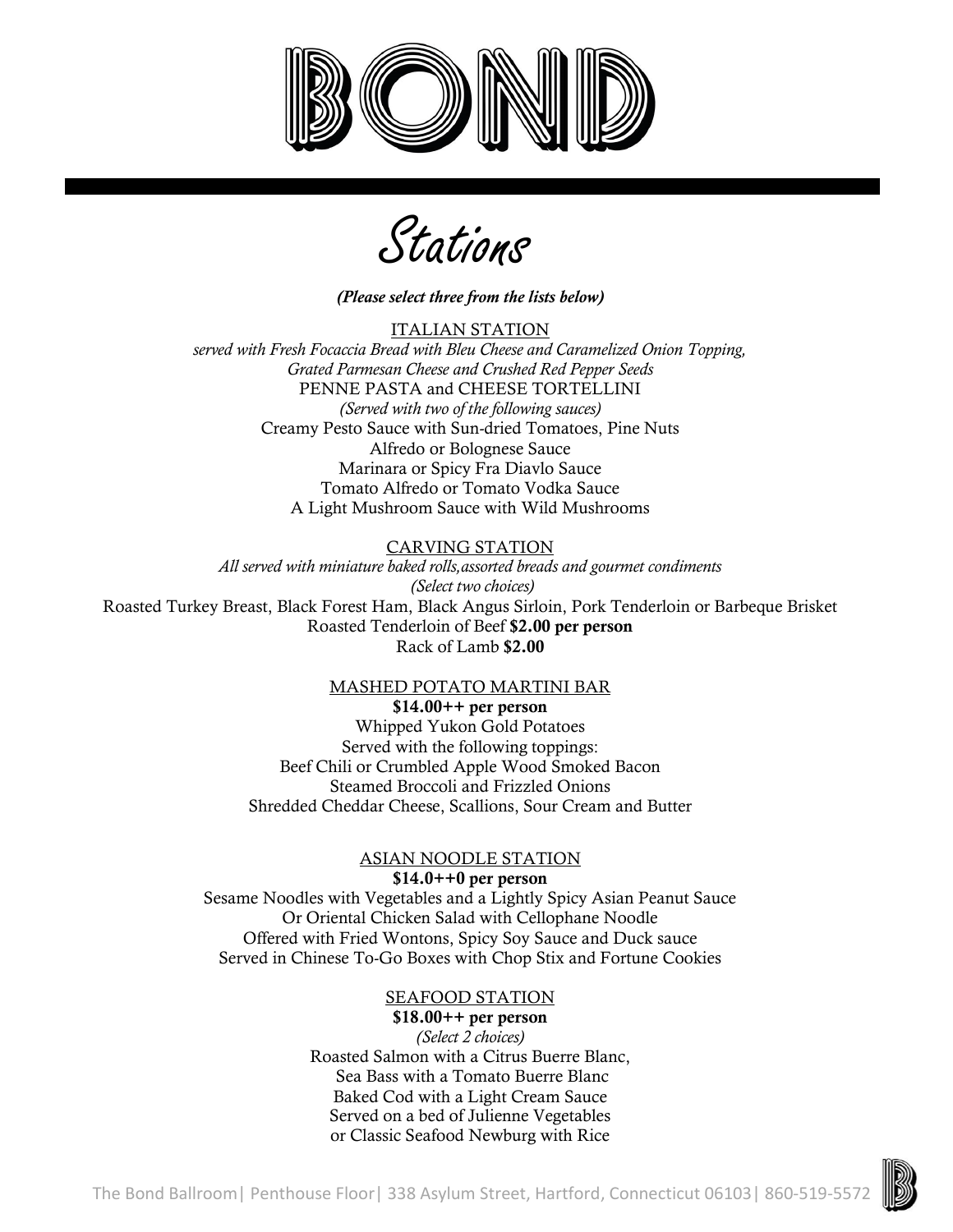# BOND

## Stations

***(Please select three from the lists below)***

### ITALIAN STATION

*served with Fresh Focaccia Bread with Bleu Cheese and Caramelized Onion Topping, Grated Parmesan Cheese and Crushed Red Pepper Seeds*

PENNE PASTA and CHEESE TORTELLINI

*(Served with two of the following sauces)*

Creamy Pesto Sauce with Sun-dried Tomatoes, Pine Nuts
Alfredo or Bolognese Sauce
Marinara or Spicy Fra Diavlo Sauce
Tomato Alfredo or Tomato Vodka Sauce
A Light Mushroom Sauce with Wild Mushrooms

### CARVING STATION

*All served with miniature baked rolls,assorted breads and gourmet condiments*

*(Select two choices)*

Roasted Turkey Breast, Black Forest Ham, Black Angus Sirloin, Pork Tenderloin or Barbeque Brisket
Roasted Tenderloin of Beef **$2.00 per person**
Rack of Lamb **$2.00**

### MASHED POTATO MARTINI BAR

**$14.00++ per person**

Whipped Yukon Gold Potatoes
Served with the following toppings:
Beef Chili or Crumbled Apple Wood Smoked Bacon
Steamed Broccoli and Frizzled Onions
Shredded Cheddar Cheese, Scallions, Sour Cream and Butter

### ASIAN NOODLE STATION

**$14.0++0 per person**

Sesame Noodles with Vegetables and a Lightly Spicy Asian Peanut Sauce
Or Oriental Chicken Salad with Cellophane Noodle
Offered with Fried Wontons, Spicy Soy Sauce and Duck sauce
Served in Chinese To-Go Boxes with Chop Stix and Fortune Cookies

### SEAFOOD STATION

**$18.00++ per person**

*(Select 2 choices)*

Roasted Salmon with a Citrus Buerre Blanc,
Sea Bass with a Tomato Buerre Blanc
Baked Cod with a Light Cream Sauce
Served on a bed of Julienne Vegetables
or Classic Seafood Newburg with Rice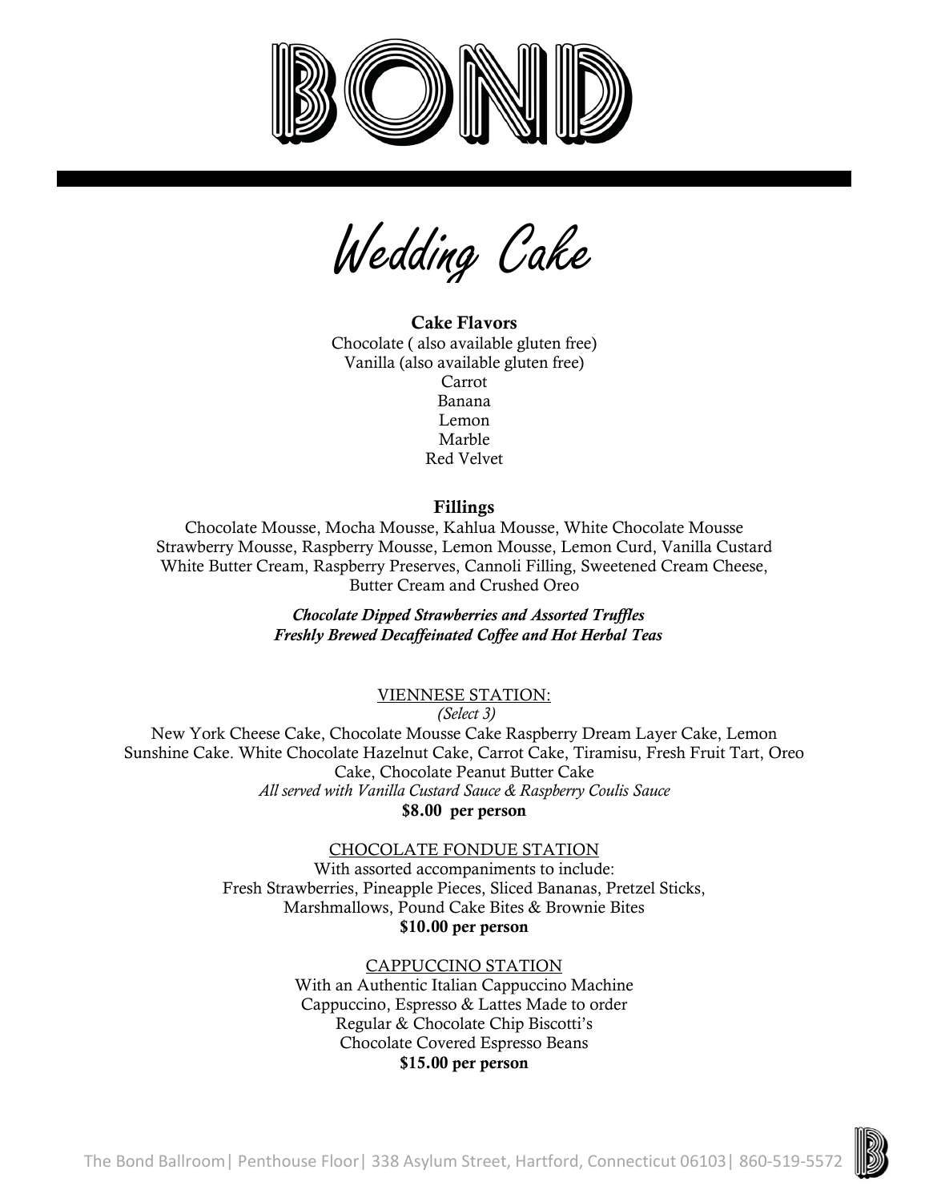# BOND

## Wedding Cake

**Cake Flavors**

Chocolate ( also available gluten free)
Vanilla (also available gluten free)
Carrot
Banana
Lemon
Marble
Red Velvet

**Fillings**

Chocolate Mousse, Mocha Mousse, Kahlua Mousse, White Chocolate Mousse
Strawberry Mousse, Raspberry Mousse, Lemon Mousse, Lemon Curd, Vanilla Custard
White Butter Cream, Raspberry Preserves, Cannoli Filling, Sweetened Cream Cheese,
Butter Cream and Crushed Oreo

***Chocolate Dipped Strawberries and Assorted Truffles***
***Freshly Brewed Decaffeinated Coffee and Hot Herbal Teas***

VIENNESE STATION:
*(Select 3)*

New York Cheese Cake, Chocolate Mousse Cake Raspberry Dream Layer Cake, Lemon Sunshine Cake. White Chocolate Hazelnut Cake, Carrot Cake, Tiramisu, Fresh Fruit Tart, Oreo Cake, Chocolate Peanut Butter Cake

*All served with Vanilla Custard Sauce & Raspberry Coulis Sauce*

**$8.00 per person**

CHOCOLATE FONDUE STATION

With assorted accompaniments to include:
Fresh Strawberries, Pineapple Pieces, Sliced Bananas, Pretzel Sticks,
Marshmallows, Pound Cake Bites & Brownie Bites

**$10.00 per person**

CAPPUCCINO STATION

With an Authentic Italian Cappuccino Machine
Cappuccino, Espresso & Lattes Made to order
Regular & Chocolate Chip Biscotti's
Chocolate Covered Espresso Beans

**$15.00 per person**

The Bond Ballroom| Penthouse Floor| 338 Asylum Street, Hartford, Connecticut 06103| 860-519-5572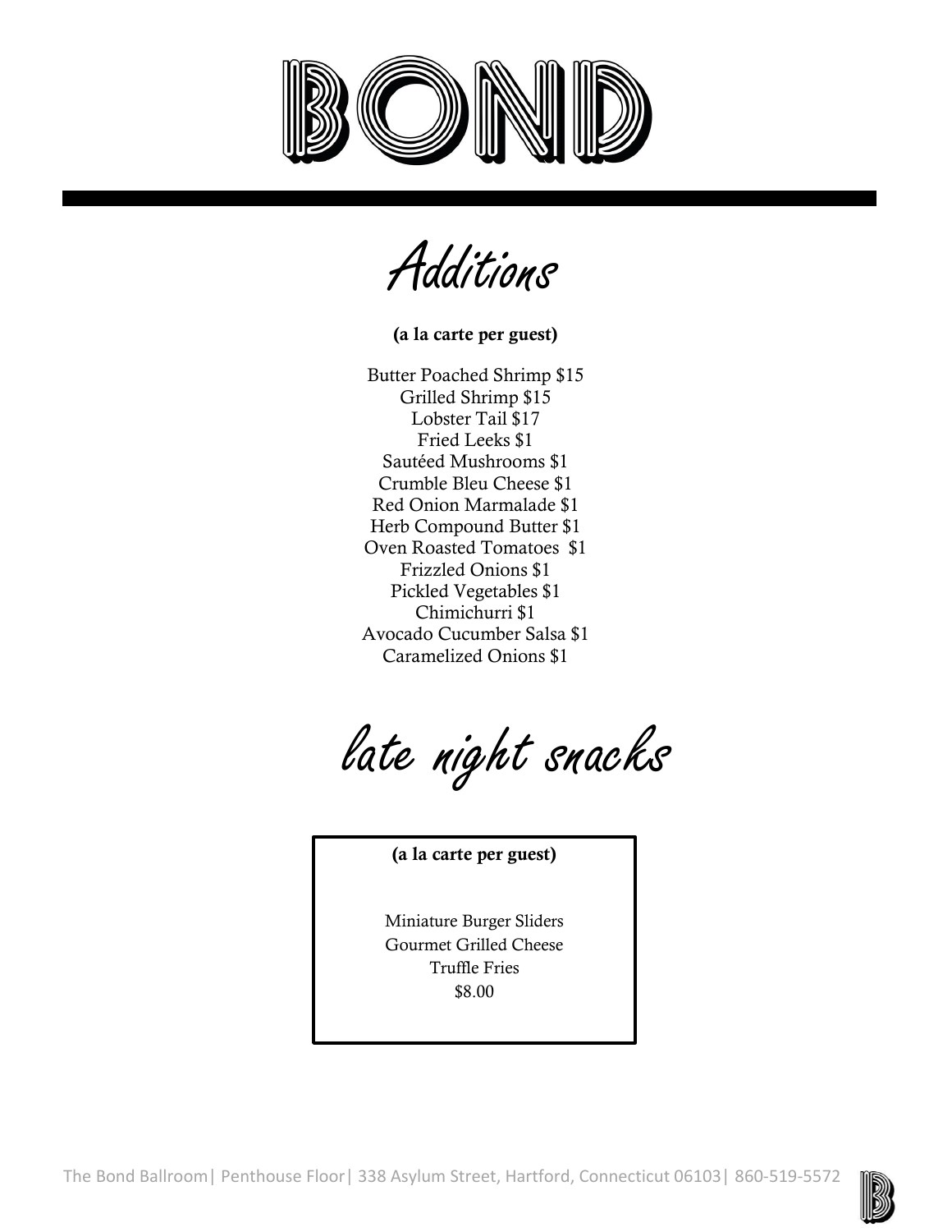# BOND

## Additions

**(a la carte per guest)**

Butter Poached Shrimp $15
Grilled Shrimp $15
Lobster Tail $17
Fried Leeks $1
Sautéed Mushrooms $1
Crumble Bleu Cheese $1
Red Onion Marmalade $1
Herb Compound Butter $1
Oven Roasted Tomatoes $1
Frizzled Onions $1
Pickled Vegetables $1
Chimichurri $1
Avocado Cucumber Salsa $1
Caramelized Onions $1

## late night snacks

**(a la carte per guest)**

Miniature Burger Sliders
Gourmet Grilled Cheese
Truffle Fries
$8.00

The Bond Ballroom| Penthouse Floor| 338 Asylum Street, Hartford, Connecticut 06103| 860-519-5572